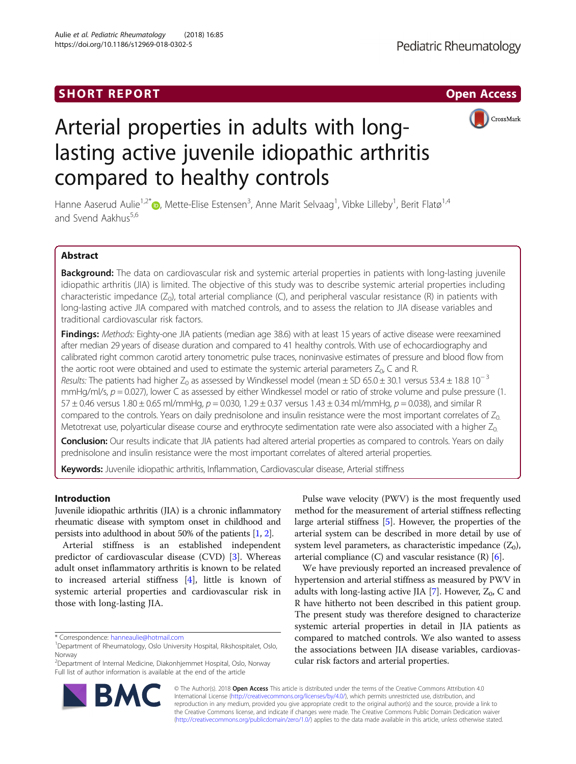SHORT REPORT

Open Access

# Arterial properties in adults with long-lasting active juvenile idiopathic arthritis compared to healthy controls

Hanne Aaserud Aulie[1,2*], Mette-Elise Estensen[3], Anne Marit Selvaag[1], Vibke Lilleby[1], Berit Flatø[1,4] and Svend Aakhus[5,6]

## Abstract

**Background:** The data on cardiovascular risk and systemic arterial properties in patients with long-lasting juvenile idiopathic arthritis (JIA) is limited. The objective of this study was to describe systemic arterial properties including characteristic impedance ($Z_0$), total arterial compliance (C), and peripheral vascular resistance (R) in patients with long-lasting active JIA compared with matched controls, and to assess the relation to JIA disease variables and traditional cardiovascular risk factors.

**Findings:** *Methods:* Eighty-one JIA patients (median age 38.6) with at least 15 years of active disease were reexamined after median 29 years of disease duration and compared to 41 healthy controls. With use of echocardiography and calibrated right common carotid artery tonometric pulse traces, noninvasive estimates of pressure and blood flow from the aortic root were obtained and used to estimate the systemic arterial parameters $Z_0$, C and R.

*Results:* The patients had higher $Z_0$ as assessed by Windkessel model (mean ± SD 65.0 ± 30.1 versus 53.4 ± 18.8 $10^{-3}$ mmHg/ml/s, $p = 0.027$), lower C as assessed by either Windkessel model or ratio of stroke volume and pulse pressure (1.57 ± 0.46 versus 1.80 ± 0.65 ml/mmHg, $p = 0.030$, 1.29 ± 0.37 versus 1.43 ± 0.34 ml/mmHg, $p = 0.038$), and similar R compared to the controls. Years on daily prednisolone and insulin resistance were the most important correlates of $Z_0$. Metotrexat use, polyarticular disease course and erythrocyte sedimentation rate were also associated with a higher $Z_0$.

**Conclusion:** Our results indicate that JIA patients had altered arterial properties as compared to controls. Years on daily prednisolone and insulin resistance were the most important correlates of altered arterial properties.

**Keywords:** Juvenile idiopathic arthritis, Inflammation, Cardiovascular disease, Arterial stiffness

## Introduction

Juvenile idiopathic arthritis (JIA) is a chronic inflammatory rheumatic disease with symptom onset in childhood and persists into adulthood in about 50% of the patients [1, 2].

Arterial stiffness is an established independent predictor of cardiovascular disease (CVD) [3]. Whereas adult onset inflammatory arthritis is known to be related to increased arterial stiffness [4], little is known of systemic arterial properties and cardiovascular risk in those with long-lasting JIA.

Pulse wave velocity (PWV) is the most frequently used method for the measurement of arterial stiffness reflecting large arterial stiffness [5]. However, the properties of the arterial system can be described in more detail by use of system level parameters, as characteristic impedance ($Z_0$), arterial compliance (C) and vascular resistance (R) [6].

We have previously reported an increased prevalence of hypertension and arterial stiffness as measured by PWV in adults with long-lasting active JIA [7]. However, $Z_0$, C and R have hitherto not been described in this patient group. The present study was therefore designed to characterize systemic arterial properties in detail in JIA patients as compared to matched controls. We also wanted to assess the associations between JIA disease variables, cardiovascular risk factors and arterial properties.

\* Correspondence: hanneaulie@hotmail.com
[1]Department of Rheumatology, Oslo University Hospital, Rikshospitalet, Oslo, Norway
[2]Department of Internal Medicine, Diakonhjemmet Hospital, Oslo, Norway
Full list of author information is available at the end of the article

© The Author(s). 2018 **Open Access** This article is distributed under the terms of the Creative Commons Attribution 4.0 International License (http://creativecommons.org/licenses/by/4.0/), which permits unrestricted use, distribution, and reproduction in any medium, provided you give appropriate credit to the original author(s) and the source, provide a link to the Creative Commons license, and indicate if changes were made. The Creative Commons Public Domain Dedication waiver (http://creativecommons.org/publicdomain/zero/1.0/) applies to the data made available in this article, unless otherwise stated.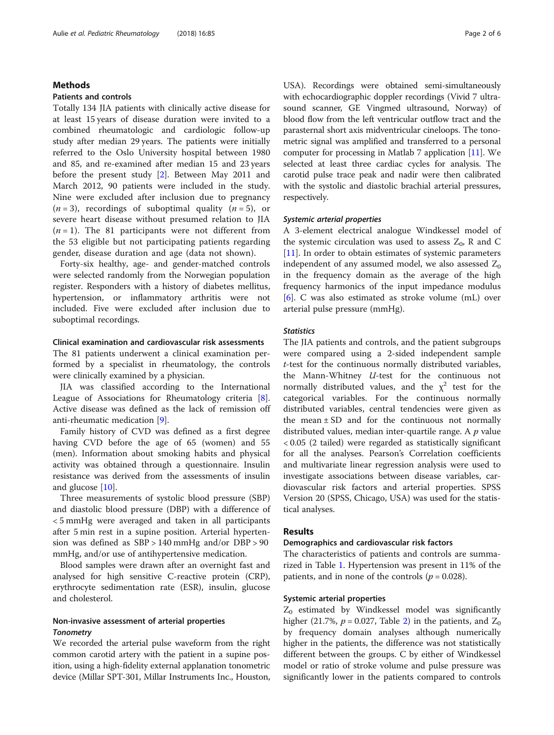## Methods

### Patients and controls

Totally 134 JIA patients with clinically active disease for at least 15 years of disease duration were invited to a combined rheumatologic and cardiologic follow-up study after median 29 years. The patients were initially referred to the Oslo University hospital between 1980 and 85, and re-examined after median 15 and 23 years before the present study [2]. Between May 2011 and March 2012, 90 patients were included in the study. Nine were excluded after inclusion due to pregnancy ($n = 3$), recordings of suboptimal quality ($n = 5$), or severe heart disease without presumed relation to JIA ($n = 1$). The 81 participants were not different from the 53 eligible but not participating patients regarding gender, disease duration and age (data not shown).

Forty-six healthy, age- and gender-matched controls were selected randomly from the Norwegian population register. Responders with a history of diabetes mellitus, hypertension, or inflammatory arthritis were not included. Five were excluded after inclusion due to suboptimal recordings.

### Clinical examination and cardiovascular risk assessments

The 81 patients underwent a clinical examination performed by a specialist in rheumatology, the controls were clinically examined by a physician.

JIA was classified according to the International League of Associations for Rheumatology criteria [8]. Active disease was defined as the lack of remission off anti-rheumatic medication [9].

Family history of CVD was defined as a first degree having CVD before the age of 65 (women) and 55 (men). Information about smoking habits and physical activity was obtained through a questionnaire. Insulin resistance was derived from the assessments of insulin and glucose [10].

Three measurements of systolic blood pressure (SBP) and diastolic blood pressure (DBP) with a difference of < 5 mmHg were averaged and taken in all participants after 5 min rest in a supine position. Arterial hypertension was defined as SBP > 140 mmHg and/or DBP > 90 mmHg, and/or use of antihypertensive medication.

Blood samples were drawn after an overnight fast and analysed for high sensitive C-reactive protein (CRP), erythrocyte sedimentation rate (ESR), insulin, glucose and cholesterol.

### Non-invasive assessment of arterial properties

#### *Tonometry*

We recorded the arterial pulse waveform from the right common carotid artery with the patient in a supine position, using a high-fidelity external applanation tonometric device (Millar SPT-301, Millar Instruments Inc., Houston, USA). Recordings were obtained semi-simultaneously with echocardiographic doppler recordings (Vivid 7 ultrasound scanner, GE Vingmed ultrasound, Norway) of blood flow from the left ventricular outflow tract and the parasternal short axis midventricular cineloops. The tonometric signal was amplified and transferred to a personal computer for processing in Matlab 7 application [11]. We selected at least three cardiac cycles for analysis. The carotid pulse trace peak and nadir were then calibrated with the systolic and diastolic brachial arterial pressures, respectively.

#### *Systemic arterial properties*

A 3-element electrical analogue Windkessel model of the systemic circulation was used to assess $Z_0$, R and C [11]. In order to obtain estimates of systemic parameters independent of any assumed model, we also assessed $Z_0$ in the frequency domain as the average of the high frequency harmonics of the input impedance modulus [6]. C was also estimated as stroke volume (mL) over arterial pulse pressure (mmHg).

#### *Statistics*

The JIA patients and controls, and the patient subgroups were compared using a 2-sided independent sample *t*-test for the continuous normally distributed variables, the Mann-Whitney *U*-test for the continuous not normally distributed values, and the $\chi^2$ test for the categorical variables. For the continuous normally distributed variables, central tendencies were given as the mean ± SD and for the continuous not normally distributed values, median inter-quartile range. A *p* value < 0.05 (2 tailed) were regarded as statistically significant for all the analyses. Pearson's Correlation coefficients and multivariate linear regression analysis were used to investigate associations between disease variables, cardiovascular risk factors and arterial properties. SPSS Version 20 (SPSS, Chicago, USA) was used for the statistical analyses.

## Results

### Demographics and cardiovascular risk factors

The characteristics of patients and controls are summarized in Table 1. Hypertension was present in 11% of the patients, and in none of the controls ($p = 0.028$).

### Systemic arterial properties

$Z_0$ estimated by Windkessel model was significantly higher (21.7%, $p = 0.027$, Table 2) in the patients, and $Z_0$ by frequency domain analyses although numerically higher in the patients, the difference was not statistically different between the groups. C by either of Windkessel model or ratio of stroke volume and pulse pressure was significantly lower in the patients compared to controls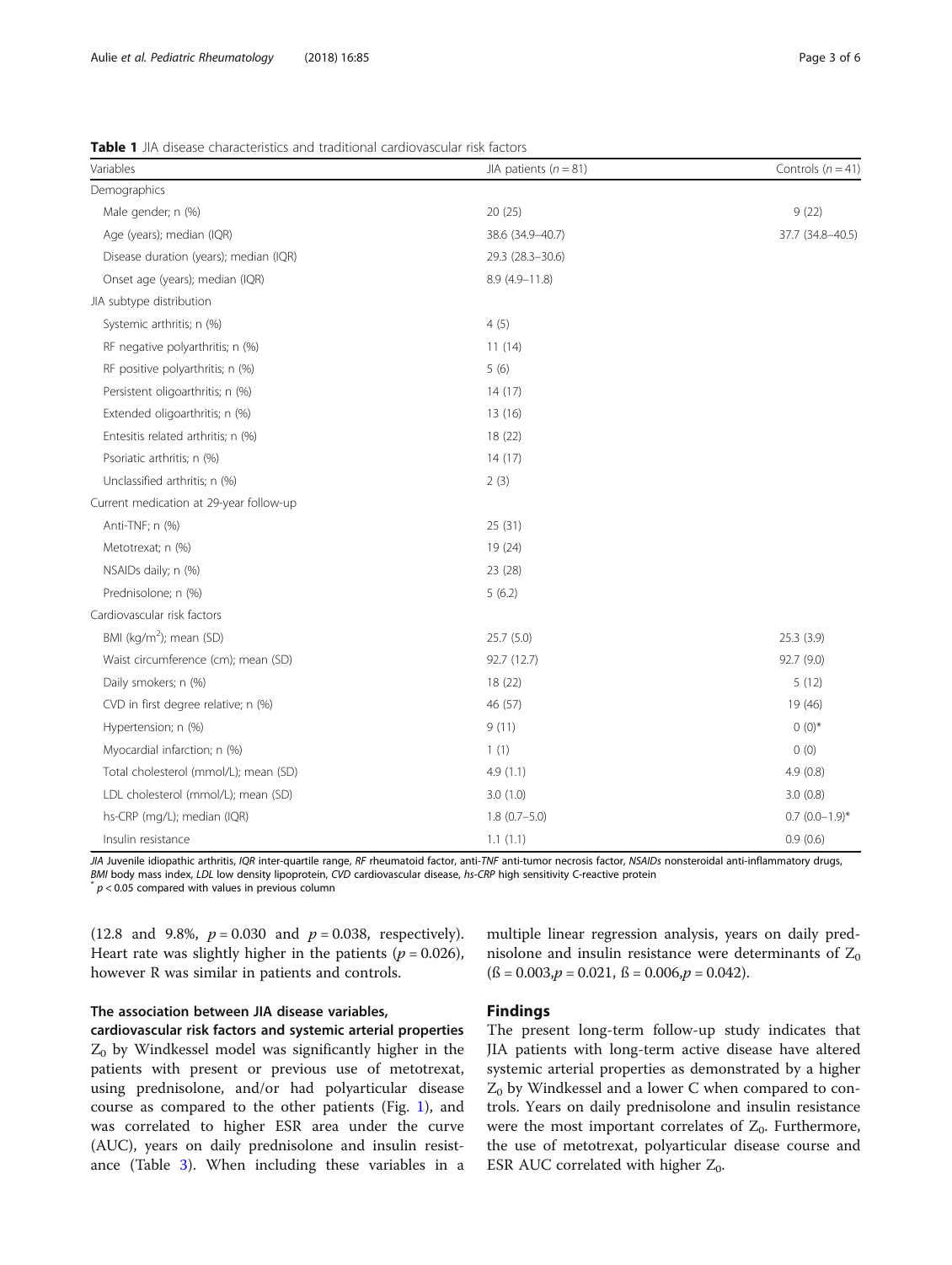**Table 1** JIA disease characteristics and traditional cardiovascular risk factors

| Variables | JIA patients ($n = 81$) | Controls ($n = 41$) |
|---|---|---|
| Demographics | | |
| Male gender; n (%) | 20 (25) | 9 (22) |
| Age (years); median (IQR) | 38.6 (34.9–40.7) | 37.7 (34.8–40.5) |
| Disease duration (years); median (IQR) | 29.3 (28.3–30.6) | |
| Onset age (years); median (IQR) | 8.9 (4.9–11.8) | |
| JIA subtype distribution | | |
| Systemic arthritis; n (%) | 4 (5) | |
| RF negative polyarthritis; n (%) | 11 (14) | |
| RF positive polyarthritis; n (%) | 5 (6) | |
| Persistent oligoarthritis; n (%) | 14 (17) | |
| Extended oligoarthritis; n (%) | 13 (16) | |
| Entesitis related arthritis; n (%) | 18 (22) | |
| Psoriatic arthritis; n (%) | 14 (17) | |
| Unclassified arthritis; n (%) | 2 (3) | |
| Current medication at 29-year follow-up | | |
| Anti-TNF; n (%) | 25 (31) | |
| Metotrexat; n (%) | 19 (24) | |
| NSAIDs daily; n (%) | 23 (28) | |
| Prednisolone; n (%) | 5 (6.2) | |
| Cardiovascular risk factors | | |
| BMI (kg/m$^2$); mean (SD) | 25.7 (5.0) | 25.3 (3.9) |
| Waist circumference (cm); mean (SD) | 92.7 (12.7) | 92.7 (9.0) |
| Daily smokers; n (%) | 18 (22) | 5 (12) |
| CVD in first degree relative; n (%) | 46 (57) | 19 (46) |
| Hypertension; n (%) | 9 (11) | 0 (0)* |
| Myocardial infarction; n (%) | 1 (1) | 0 (0) |
| Total cholesterol (mmol/L); mean (SD) | 4.9 (1.1) | 4.9 (0.8) |
| LDL cholesterol (mmol/L); mean (SD) | 3.0 (1.0) | 3.0 (0.8) |
| hs-CRP (mg/L); median (IQR) | 1.8 (0.7–5.0) | 0.7 (0.0–1.9)* |
| Insulin resistance | 1.1 (1.1) | 0.9 (0.6) |

*JIA* Juvenile idiopathic arthritis, *IQR* inter-quartile range, *RF* rheumatoid factor, anti-*TNF* anti-tumor necrosis factor, *NSAIDs* nonsteroidal anti-inflammatory drugs, *BMI* body mass index, *LDL* low density lipoprotein, *CVD* cardiovascular disease, *hs-CRP* high sensitivity C-reactive protein
* $p < 0.05$ compared with values in previous column

(12.8 and 9.8%, $p = 0.030$ and $p = 0.038$, respectively). Heart rate was slightly higher in the patients ($p = 0.026$), however R was similar in patients and controls.

### The association between JIA disease variables, cardiovascular risk factors and systemic arterial properties

$Z_0$ by Windkessel model was significantly higher in the patients with present or previous use of metotrexat, using prednisolone, and/or had polyarticular disease course as compared to the other patients (Fig. 1), and was correlated to higher ESR area under the curve (AUC), years on daily prednisolone and insulin resistance (Table 3). When including these variables in a multiple linear regression analysis, years on daily prednisolone and insulin resistance were determinants of $Z_0$ ($\beta = 0.003, p = 0.021$, $\beta = 0.006, p = 0.042$).

## Findings

The present long-term follow-up study indicates that JIA patients with long-term active disease have altered systemic arterial properties as demonstrated by a higher $Z_0$ by Windkessel and a lower C when compared to controls. Years on daily prednisolone and insulin resistance were the most important correlates of $Z_0$. Furthermore, the use of metotrexat, polyarticular disease course and ESR AUC correlated with higher $Z_0$.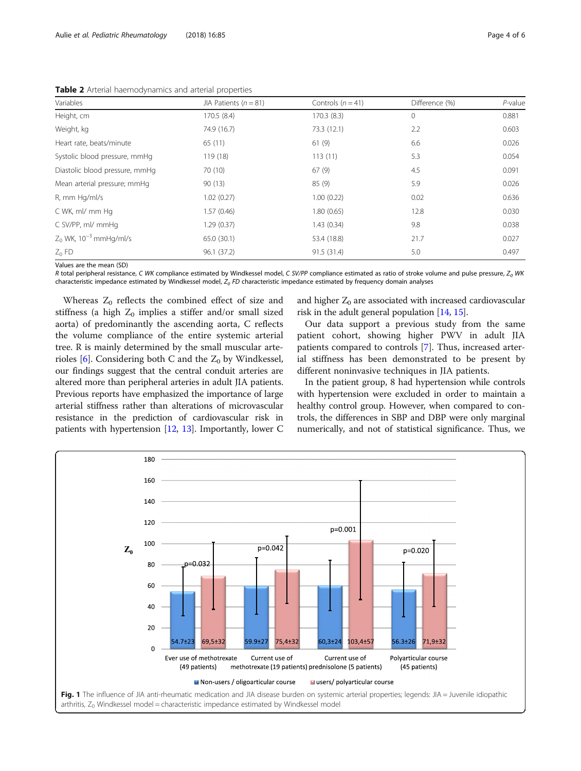**Table 2** Arterial haemodynamics and arterial properties

| Variables | JIA Patients ($n = 81$) | Controls ($n = 41$) | Difference (%) | *P*-value |
|---|---|---|---|---|
| Height, cm | 170.5 (8.4) | 170.3 (8.3) | 0 | 0.881 |
| Weight, kg | 74.9 (16.7) | 73.3 (12.1) | 2.2 | 0.603 |
| Heart rate, beats/minute | 65 (11) | 61 (9) | 6.6 | 0.026 |
| Systolic blood pressure, mmHg | 119 (18) | 113 (11) | 5.3 | 0.054 |
| Diastolic blood pressure, mmHg | 70 (10) | 67 (9) | 4.5 | 0.091 |
| Mean arterial pressure; mmHg | 90 (13) | 85 (9) | 5.9 | 0.026 |
| R, mm Hg/ml/s | 1.02 (0.27) | 1.00 (0.22) | 0.02 | 0.636 |
| C WK, ml/ mm Hg | 1.57 (0.46) | 1.80 (0.65) | 12.8 | 0.030 |
| C SV/PP, ml/ mmHg | 1.29 (0.37) | 1.43 (0.34) | 9.8 | 0.038 |
| $Z_0$ WK, $10^{-3}$ mmHg/ml/s | 65.0 (30.1) | 53.4 (18.8) | 21.7 | 0.027 |
| $Z_0$ FD | 96.1 (37.2) | 91.5 (31.4) | 5.0 | 0.497 |

Values are the mean (SD)

*R* total peripheral resistance, *C WK* compliance estimated by Windkessel model, *C SV/PP* compliance estimated as ratio of stroke volume and pulse pressure, *$Z_0$ WK* characteristic impedance estimated by Windkessel model, *$Z_0$ FD* characteristic impedance estimated by frequency domain analyses

Whereas $Z_0$ reflects the combined effect of size and stiffness (a high $Z_0$ implies a stiffer and/or small sized aorta) of predominantly the ascending aorta, C reflects the volume compliance of the entire systemic arterial tree. R is mainly determined by the small muscular arterioles [6]. Considering both C and the $Z_0$ by Windkessel, our findings suggest that the central conduit arteries are altered more than peripheral arteries in adult JIA patients. Previous reports have emphasized the importance of large arterial stiffness rather than alterations of microvascular resistance in the prediction of cardiovascular risk in patients with hypertension [12, 13]. Importantly, lower C and higher $Z_0$ are associated with increased cardiovascular risk in the adult general population [14, 15].

Our data support a previous study from the same patient cohort, showing higher PWV in adult JIA patients compared to controls [7]. Thus, increased arterial stiffness has been demonstrated to be present by different noninvasive techniques in JIA patients.

In the patient group, 8 had hypertension while controls with hypertension were excluded in order to maintain a healthy control group. However, when compared to controls, the differences in SBP and DBP were only marginal numerically, and not of statistical significance. Thus, we

**Fig. 1** The influence of JIA anti-rheumatic medication and JIA disease burden on systemic arterial properties; legends: JIA = Juvenile idiopathic arthritis, $Z_0$ Windkessel model = characteristic impedance estimated by Windkessel model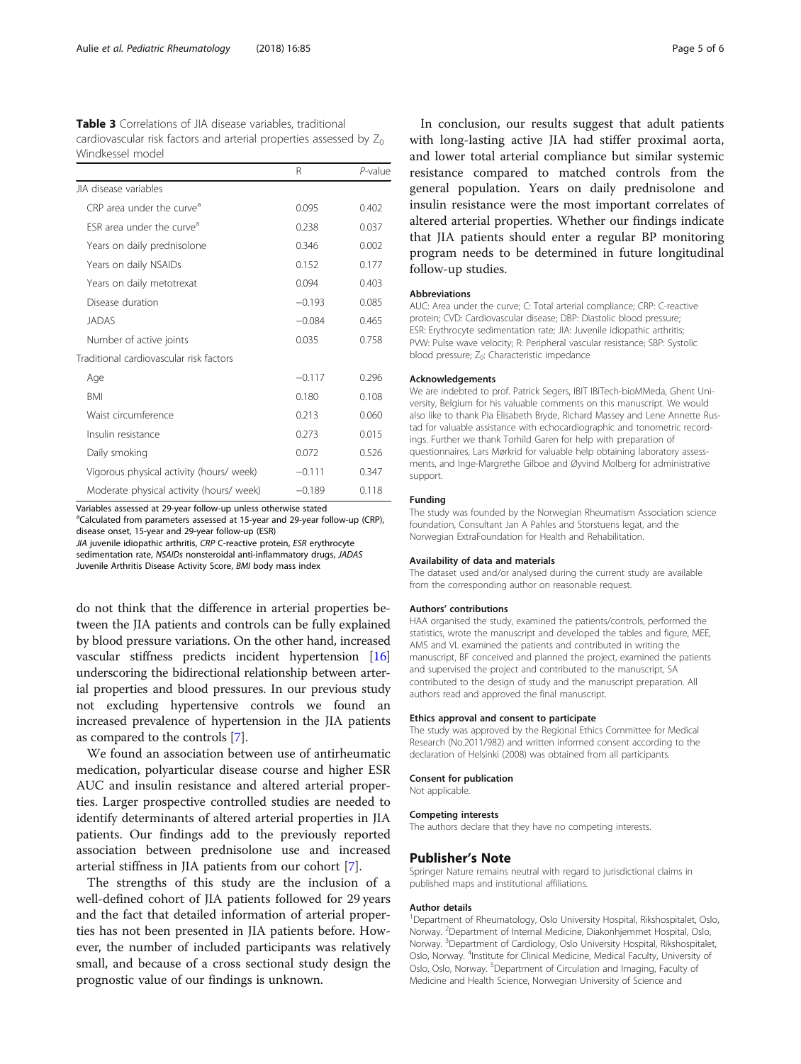**Table 3** Correlations of JIA disease variables, traditional cardiovascular risk factors and arterial properties assessed by $Z_0$ Windkessel model

| | R | *P*-value |
|---|---|---|
| JIA disease variables | | |
| CRP area under the curve[a] | 0.095 | 0.402 |
| ESR area under the curve[a] | 0.238 | 0.037 |
| Years on daily prednisolone | 0.346 | 0.002 |
| Years on daily NSAIDs | 0.152 | 0.177 |
| Years on daily metotrexat | 0.094 | 0.403 |
| Disease duration | −0.193 | 0.085 |
| JADAS | −0.084 | 0.465 |
| Number of active joints | 0.035 | 0.758 |
| Traditional cardiovascular risk factors | | |
| Age | −0.117 | 0.296 |
| BMI | 0.180 | 0.108 |
| Waist circumference | 0.213 | 0.060 |
| Insulin resistance | 0.273 | 0.015 |
| Daily smoking | 0.072 | 0.526 |
| Vigorous physical activity (hours/ week) | −0.111 | 0.347 |
| Moderate physical activity (hours/ week) | −0.189 | 0.118 |

Variables assessed at 29-year follow-up unless otherwise stated
[a]Calculated from parameters assessed at 15-year and 29-year follow-up (CRP), disease onset, 15-year and 29-year follow-up (ESR)
*JIA* juvenile idiopathic arthritis, *CRP* C-reactive protein, *ESR* erythrocyte sedimentation rate, *NSAIDs* nonsteroidal anti-inflammatory drugs, *JADAS* Juvenile Arthritis Disease Activity Score, *BMI* body mass index

do not think that the difference in arterial properties between the JIA patients and controls can be fully explained by blood pressure variations. On the other hand, increased vascular stiffness predicts incident hypertension [16] underscoring the bidirectional relationship between arterial properties and blood pressures. In our previous study not excluding hypertensive controls we found an increased prevalence of hypertension in the JIA patients as compared to the controls [7].

We found an association between use of antirheumatic medication, polyarticular disease course and higher ESR AUC and insulin resistance and altered arterial properties. Larger prospective controlled studies are needed to identify determinants of altered arterial properties in JIA patients. Our findings add to the previously reported association between prednisolone use and increased arterial stiffness in JIA patients from our cohort [7].

The strengths of this study are the inclusion of a well-defined cohort of JIA patients followed for 29 years and the fact that detailed information of arterial properties has not been presented in JIA patients before. However, the number of included participants was relatively small, and because of a cross sectional study design the prognostic value of our findings is unknown.

In conclusion, our results suggest that adult patients with long-lasting active JIA had stiffer proximal aorta, and lower total arterial compliance but similar systemic resistance compared to matched controls from the general population. Years on daily prednisolone and insulin resistance were the most important correlates of altered arterial properties. Whether our findings indicate that JIA patients should enter a regular BP monitoring program needs to be determined in future longitudinal follow-up studies.

#### Abbreviations

AUC: Area under the curve; C: Total arterial compliance; CRP: C-reactive protein; CVD: Cardiovascular disease; DBP: Diastolic blood pressure; ESR: Erythrocyte sedimentation rate; JIA: Juvenile idiopathic arthritis; PVW: Pulse wave velocity; R: Peripheral vascular resistance; SBP: Systolic blood pressure; $Z_0$: Characteristic impedance

#### Acknowledgements

We are indebted to prof. Patrick Segers, IBIT IBiTech-bioMMeda, Ghent University, Belgium for his valuable comments on this manuscript. We would also like to thank Pia Elisabeth Bryde, Richard Massey and Lene Annette Rustad for valuable assistance with echocardiographic and tonometric recordings. Further we thank Torhild Garen for help with preparation of questionnaires, Lars Mørkrid for valuable help obtaining laboratory assessments, and Inge-Margrethe Gilboe and Øyvind Molberg for administrative support.

#### Funding

The study was founded by the Norwegian Rheumatism Association science foundation, Consultant Jan A Pahles and Storstuens legat, and the Norwegian ExtraFoundation for Health and Rehabilitation.

#### Availability of data and materials

The dataset used and/or analysed during the current study are available from the corresponding author on reasonable request.

#### Authors' contributions

HAA organised the study, examined the patients/controls, performed the statistics, wrote the manuscript and developed the tables and figure, MEE, AMS and VL examined the patients and contributed in writing the manuscript, BF conceived and planned the project, examined the patients and supervised the project and contributed to the manuscript, SA contributed to the design of study and the manuscript preparation. All authors read and approved the final manuscript.

#### Ethics approval and consent to participate

The study was approved by the Regional Ethics Committee for Medical Research (No.2011/982) and written informed consent according to the declaration of Helsinki (2008) was obtained from all participants.

#### Consent for publication

Not applicable.

#### Competing interests

The authors declare that they have no competing interests.

## Publisher's Note

Springer Nature remains neutral with regard to jurisdictional claims in published maps and institutional affiliations.

#### Author details

[1]Department of Rheumatology, Oslo University Hospital, Rikshospitalet, Oslo, Norway. [2]Department of Internal Medicine, Diakonhjemmet Hospital, Oslo, Norway. [3]Department of Cardiology, Oslo University Hospital, Rikshospitalet, Oslo, Norway. [4]Institute for Clinical Medicine, Medical Faculty, University of Oslo, Oslo, Norway. [5]Department of Circulation and Imaging, Faculty of Medicine and Health Science, Norwegian University of Science and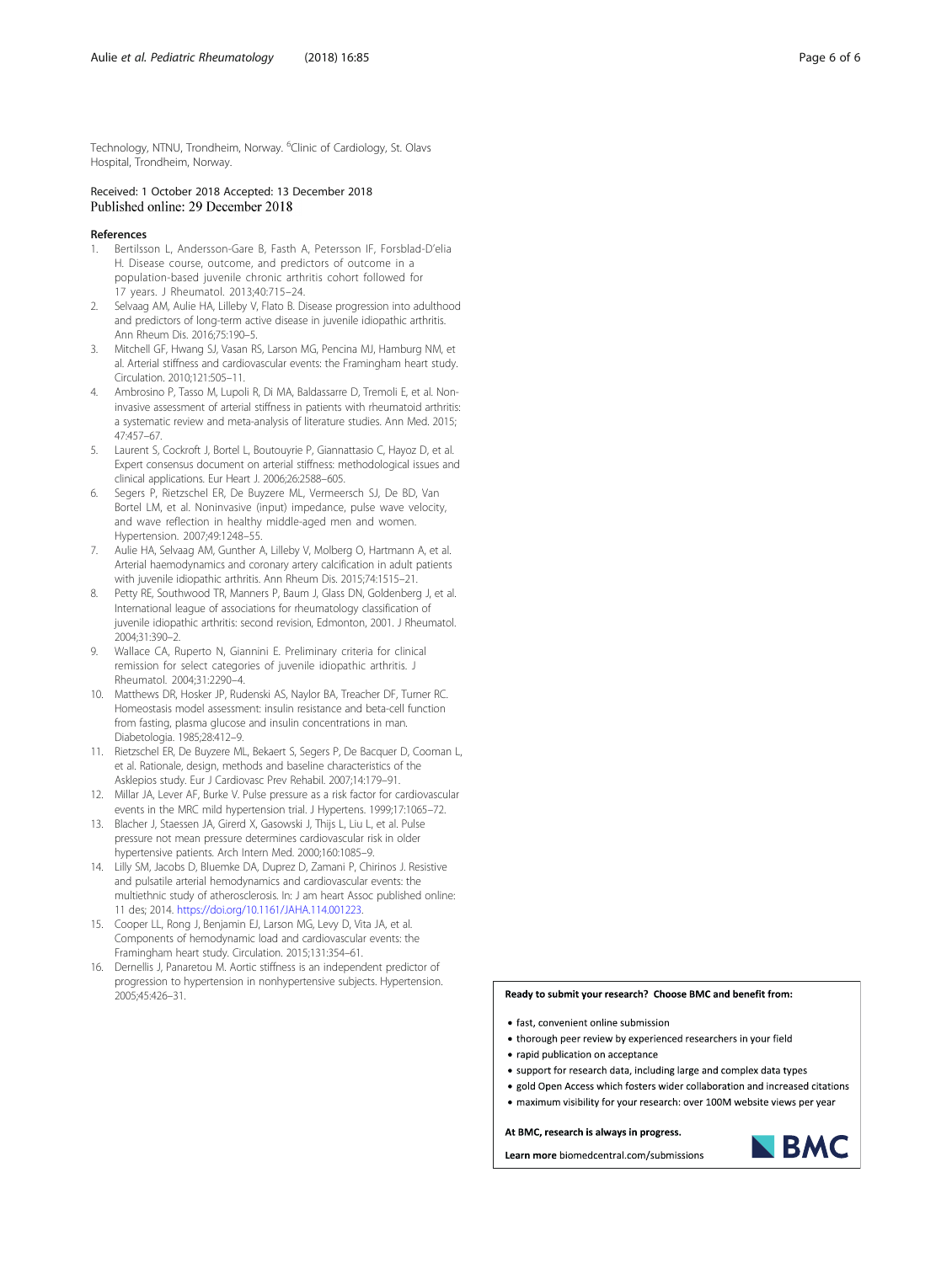Technology, NTNU, Trondheim, Norway. [6]Clinic of Cardiology, St. Olavs Hospital, Trondheim, Norway.

Received: 1 October 2018 Accepted: 13 December 2018
Published online: 29 December 2018

## References

1. Bertilsson L, Andersson-Gare B, Fasth A, Petersson IF, Forsblad-D'elia H. Disease course, outcome, and predictors of outcome in a population-based juvenile chronic arthritis cohort followed for 17 years. J Rheumatol. 2013;40:715–24.
2. Selvaag AM, Aulie HA, Lilleby V, Flato B. Disease progression into adulthood and predictors of long-term active disease in juvenile idiopathic arthritis. Ann Rheum Dis. 2016;75:190–5.
3. Mitchell GF, Hwang SJ, Vasan RS, Larson MG, Pencina MJ, Hamburg NM, et al. Arterial stiffness and cardiovascular events: the Framingham heart study. Circulation. 2010;121:505–11.
4. Ambrosino P, Tasso M, Lupoli R, Di MA, Baldassarre D, Tremoli E, et al. Non-invasive assessment of arterial stiffness in patients with rheumatoid arthritis: a systematic review and meta-analysis of literature studies. Ann Med. 2015; 47:457–67.
5. Laurent S, Cockroft J, Bortel L, Boutouyrie P, Giannattasio C, Hayoz D, et al. Expert consensus document on arterial stiffness: methodological issues and clinical applications. Eur Heart J. 2006;26:2588–605.
6. Segers P, Rietzschel ER, De Buyzere ML, Vermeersch SJ, De BD, Van Bortel LM, et al. Noninvasive (input) impedance, pulse wave velocity, and wave reflection in healthy middle-aged men and women. Hypertension. 2007;49:1248–55.
7. Aulie HA, Selvaag AM, Gunther A, Lilleby V, Molberg O, Hartmann A, et al. Arterial haemodynamics and coronary artery calcification in adult patients with juvenile idiopathic arthritis. Ann Rheum Dis. 2015;74:1515–21.
8. Petty RE, Southwood TR, Manners P, Baum J, Glass DN, Goldenberg J, et al. International league of associations for rheumatology classification of juvenile idiopathic arthritis: second revision, Edmonton, 2001. J Rheumatol. 2004;31:390–2.
9. Wallace CA, Ruperto N, Giannini E. Preliminary criteria for clinical remission for select categories of juvenile idiopathic arthritis. J Rheumatol. 2004;31:2290–4.
10. Matthews DR, Hosker JP, Rudenski AS, Naylor BA, Treacher DF, Turner RC. Homeostasis model assessment: insulin resistance and beta-cell function from fasting, plasma glucose and insulin concentrations in man. Diabetologia. 1985;28:412–9.
11. Rietzschel ER, De Buyzere ML, Bekaert S, Segers P, De Bacquer D, Cooman L, et al. Rationale, design, methods and baseline characteristics of the Asklepios study. Eur J Cardiovasc Prev Rehabil. 2007;14:179–91.
12. Millar JA, Lever AF, Burke V. Pulse pressure as a risk factor for cardiovascular events in the MRC mild hypertension trial. J Hypertens. 1999;17:1065–72.
13. Blacher J, Staessen JA, Girerd X, Gasowski J, Thijs L, Liu L, et al. Pulse pressure not mean pressure determines cardiovascular risk in older hypertensive patients. Arch Intern Med. 2000;160:1085–9.
14. Lilly SM, Jacobs D, Bluemke DA, Duprez D, Zamani P, Chirinos J. Resistive and pulsatile arterial hemodynamics and cardiovascular events: the multiethnic study of atherosclerosis. In: J am heart Assoc published online: 11 des; 2014. https://doi.org/10.1161/JAHA.114.001223.
15. Cooper LL, Rong J, Benjamin EJ, Larson MG, Levy D, Vita JA, et al. Components of hemodynamic load and cardiovascular events: the Framingham heart study. Circulation. 2015;131:354–61.
16. Dernellis J, Panaretou M. Aortic stiffness is an independent predictor of progression to hypertension in nonhypertensive subjects. Hypertension. 2005;45:426–31.

**Ready to submit your research? Choose BMC and benefit from:**

- fast, convenient online submission
- thorough peer review by experienced researchers in your field
- rapid publication on acceptance
- support for research data, including large and complex data types
- gold Open Access which fosters wider collaboration and increased citations
- maximum visibility for your research: over 100M website views per year

**At BMC, research is always in progress.**

**Learn more** biomedcentral.com/submissions

BMC